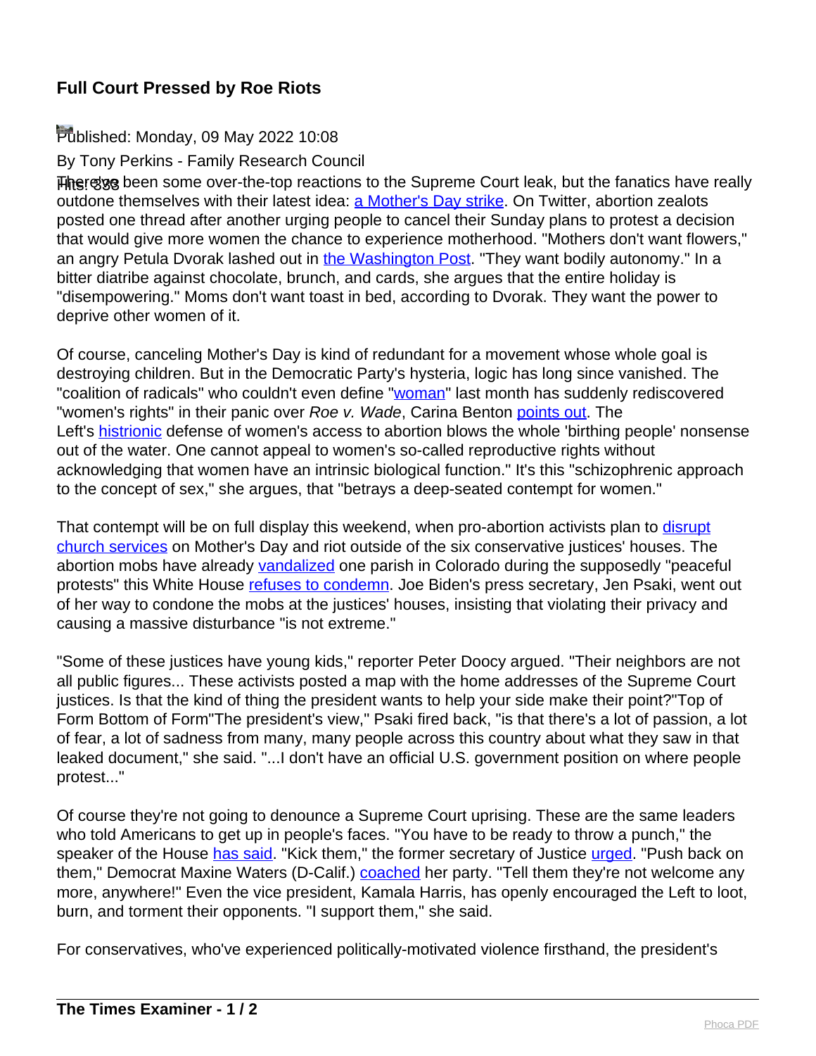# Full Court Pressed by Roe Riots

Published: Monday, 09 May 2022 10:08

By Tony Perkins - Family Research Council

Hits: 333

There've been some over-the-top reactions to the Supreme Court leak, but the fanatics have really outdone themselves with their latest idea: a Mother's Day strike. On Twitter, abortion zealots posted one thread after another urging people to cancel their Sunday plans to protest a decision that would give more women the chance to experience motherhood. "Mothers don't want flowers," an angry Petula Dvorak lashed out in the Washington Post. "They want bodily autonomy." In a bitter diatribe against chocolate, brunch, and cards, she argues that the entire holiday is "disempowering." Moms don't want toast in bed, according to Dvorak. They want the power to deprive other women of it.

Of course, canceling Mother's Day is kind of redundant for a movement whose whole goal is destroying children. But in the Democratic Party's hysteria, logic has long since vanished. The "coalition of radicals" who couldn't even define "woman" last month has suddenly rediscovered "women's rights" in their panic over *Roe v. Wade*, Carina Benton points out. The Left's histrionic defense of women's access to abortion blows the whole 'birthing people' nonsense out of the water. One cannot appeal to women's so-called reproductive rights without acknowledging that women have an intrinsic biological function." It's this "schizophrenic approach to the concept of sex," she argues, that "betrays a deep-seated contempt for women."

That contempt will be on full display this weekend, when pro-abortion activists plan to disrupt church services on Mother's Day and riot outside of the six conservative justices' houses. The abortion mobs have already vandalized one parish in Colorado during the supposedly "peaceful protests" this White House refuses to condemn. Joe Biden's press secretary, Jen Psaki, went out of her way to condone the mobs at the justices' houses, insisting that violating their privacy and causing a massive disturbance "is not extreme."

"Some of these justices have young kids," reporter Peter Doocy argued. "Their neighbors are not all public figures... These activists posted a map with the home addresses of the Supreme Court justices. Is that the kind of thing the president wants to help your side make their point?"Top of Form Bottom of Form"The president's view," Psaki fired back, "is that there's a lot of passion, a lot of fear, a lot of sadness from many, many people across this country about what they saw in that leaked document," she said. "...I don't have an official U.S. government position on where people protest..."

Of course they're not going to denounce a Supreme Court uprising. These are the same leaders who told Americans to get up in people's faces. "You have to be ready to throw a punch," the speaker of the House has said. "Kick them," the former secretary of Justice urged. "Push back on them," Democrat Maxine Waters (D-Calif.) coached her party. "Tell them they're not welcome any more, anywhere!" Even the vice president, Kamala Harris, has openly encouraged the Left to loot, burn, and torment their opponents. "I support them," she said.

For conservatives, who've experienced politically-motivated violence firsthand, the president's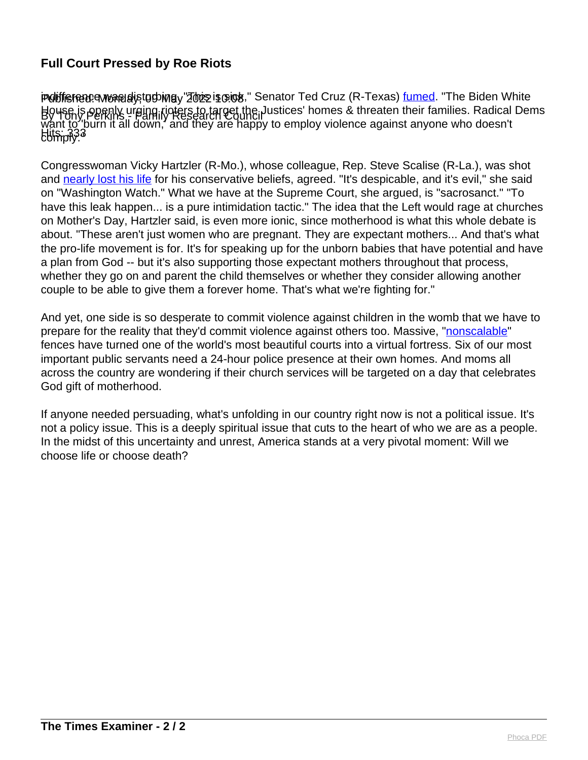# Full Court Pressed by Roe Riots

Published: Monday, 09 May 2022 10:08
By Tony Perkins - Family Research Council
Hits: 333

indifference was disturbing. "This is sick," Senator Ted Cruz (R-Texas) fumed. "The Biden White House is openly urging rioters to target the Justices' homes & threaten their families. Radical Dems want to 'burn it all down,' and they are happy to employ violence against anyone who doesn't comply."

Congresswoman Vicky Hartzler (R-Mo.), whose colleague, Rep. Steve Scalise (R-La.), was shot and nearly lost his life for his conservative beliefs, agreed. "It's despicable, and it's evil," she said on "Washington Watch." What we have at the Supreme Court, she argued, is "sacrosanct." "To have this leak happen... is a pure intimidation tactic." The idea that the Left would rage at churches on Mother's Day, Hartzler said, is even more ionic, since motherhood is what this whole debate is about. "These aren't just women who are pregnant. They are expectant mothers... And that's what the pro-life movement is for. It's for speaking up for the unborn babies that have potential and have a plan from God -- but it's also supporting those expectant mothers throughout that process, whether they go on and parent the child themselves or whether they consider allowing another couple to be able to give them a forever home. That's what we're fighting for."

And yet, one side is so desperate to commit violence against children in the womb that we have to prepare for the reality that they'd commit violence against others too. Massive, "nonscalable" fences have turned one of the world's most beautiful courts into a virtual fortress. Six of our most important public servants need a 24-hour police presence at their own homes. And moms all across the country are wondering if their church services will be targeted on a day that celebrates God gift of motherhood.

If anyone needed persuading, what's unfolding in our country right now is not a political issue. It's not a policy issue. This is a deeply spiritual issue that cuts to the heart of who we are as a people. In the midst of this uncertainty and unrest, America stands at a very pivotal moment: Will we choose life or choose death?